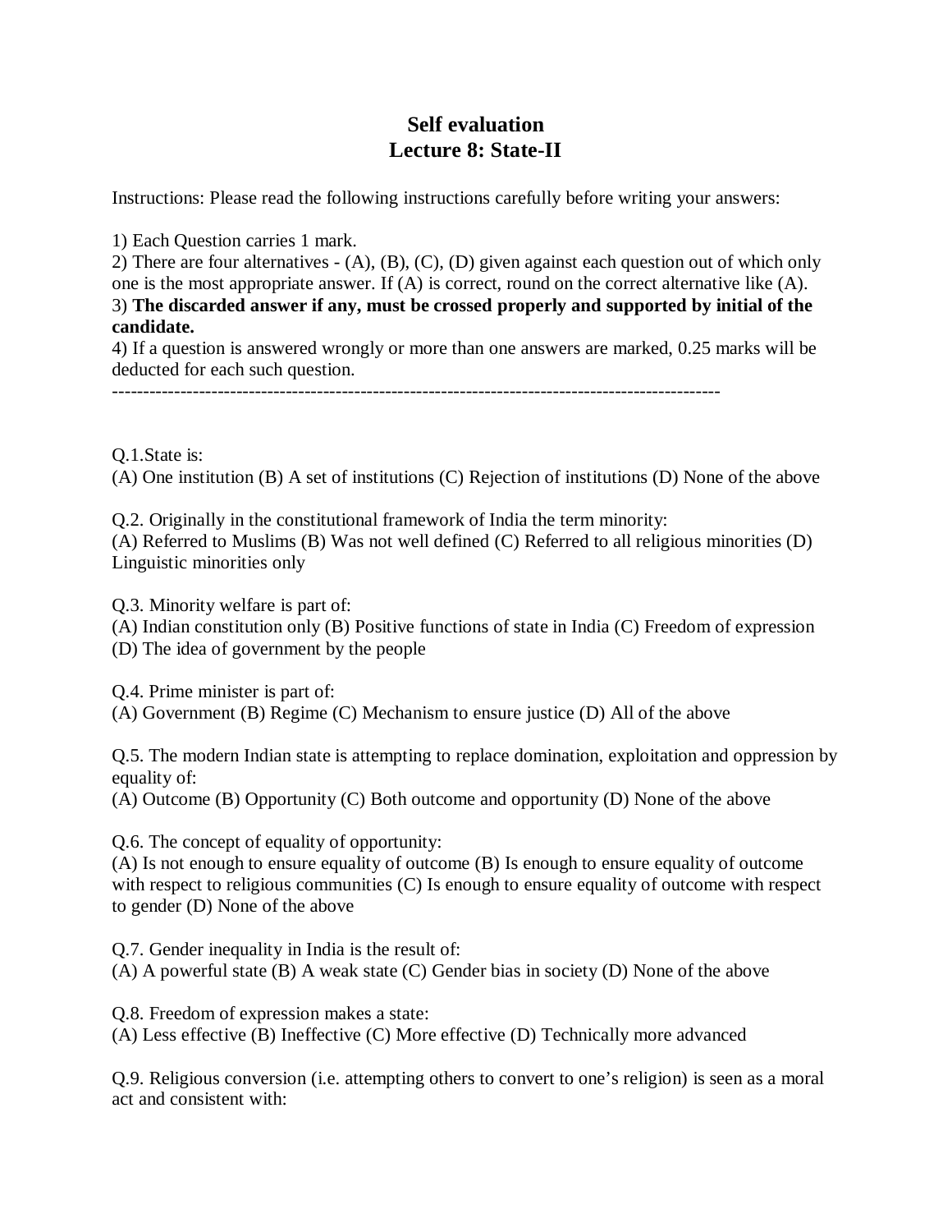# Self evaluation
## Lecture 8: State-II

Instructions: Please read the following instructions carefully before writing your answers:

1) Each Question carries 1 mark.
2) There are four alternatives - (A), (B), (C), (D) given against each question out of which only one is the most appropriate answer. If (A) is correct, round on the correct alternative like (A).
3) **The discarded answer if any, must be crossed properly and supported by initial of the candidate.**
4) If a question is answered wrongly or more than one answers are marked, 0.25 marks will be deducted for each such question.

---

Q.1.State is:
(A) One institution (B) A set of institutions (C) Rejection of institutions (D) None of the above

Q.2. Originally in the constitutional framework of India the term minority:
(A) Referred to Muslims (B) Was not well defined (C) Referred to all religious minorities (D) Linguistic minorities only

Q.3. Minority welfare is part of:
(A) Indian constitution only (B) Positive functions of state in India (C) Freedom of expression (D) The idea of government by the people

Q.4. Prime minister is part of:
(A) Government (B) Regime (C) Mechanism to ensure justice (D) All of the above

Q.5. The modern Indian state is attempting to replace domination, exploitation and oppression by equality of:
(A) Outcome (B) Opportunity (C) Both outcome and opportunity (D) None of the above

Q.6. The concept of equality of opportunity:
(A) Is not enough to ensure equality of outcome (B) Is enough to ensure equality of outcome with respect to religious communities (C) Is enough to ensure equality of outcome with respect to gender (D) None of the above

Q.7. Gender inequality in India is the result of:
(A) A powerful state (B) A weak state (C) Gender bias in society (D) None of the above

Q.8. Freedom of expression makes a state:
(A) Less effective (B) Ineffective (C) More effective (D) Technically more advanced

Q.9. Religious conversion (i.e. attempting others to convert to one's religion) is seen as a moral act and consistent with: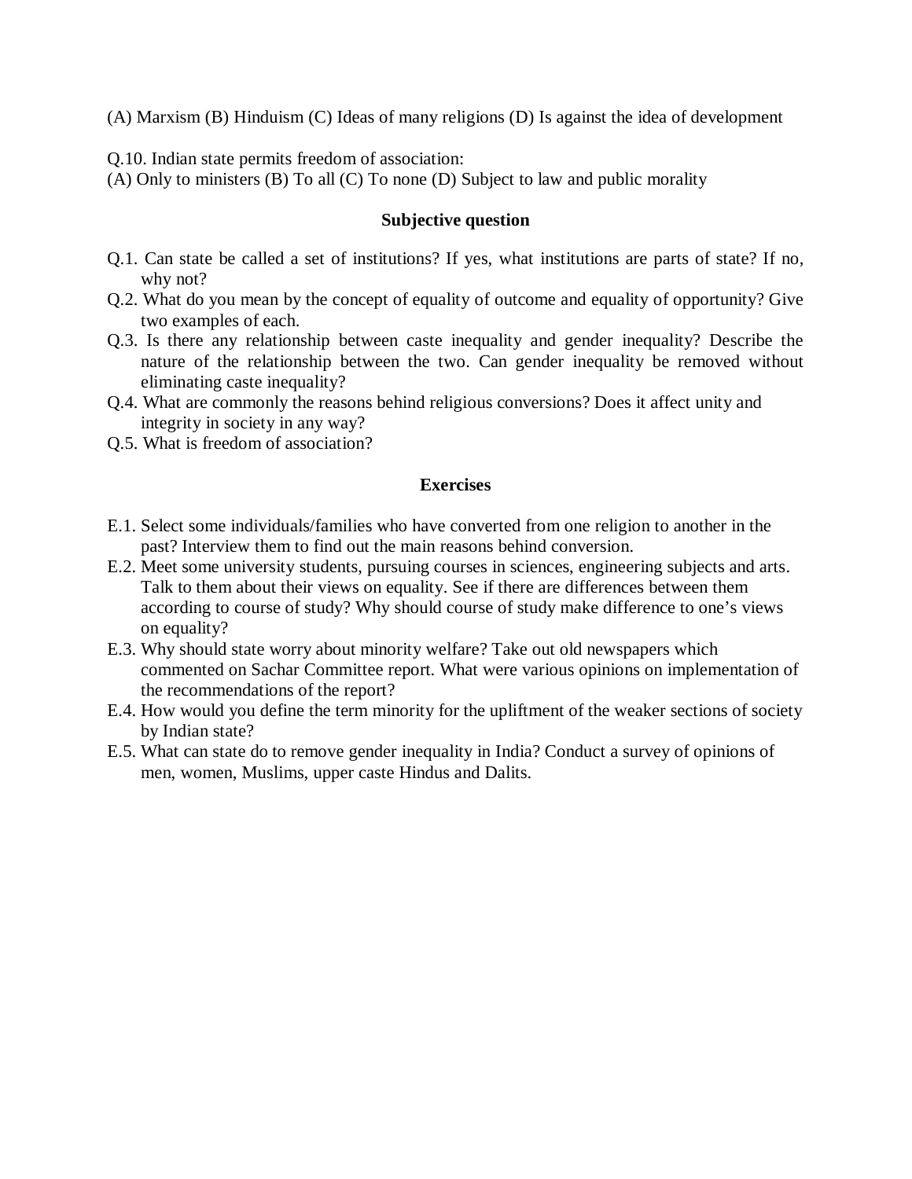(A) Marxism (B) Hinduism (C) Ideas of many religions (D) Is against the idea of development

Q.10. Indian state permits freedom of association:
(A) Only to ministers (B) To all (C) To none (D) Subject to law and public morality

### Subjective question

Q.1. Can state be called a set of institutions? If yes, what institutions are parts of state? If no, why not?
Q.2. What do you mean by the concept of equality of outcome and equality of opportunity? Give two examples of each.
Q.3. Is there any relationship between caste inequality and gender inequality? Describe the nature of the relationship between the two. Can gender inequality be removed without eliminating caste inequality?
Q.4. What are commonly the reasons behind religious conversions? Does it affect unity and integrity in society in any way?
Q.5. What is freedom of association?

### Exercises

E.1. Select some individuals/families who have converted from one religion to another in the past? Interview them to find out the main reasons behind conversion.
E.2. Meet some university students, pursuing courses in sciences, engineering subjects and arts. Talk to them about their views on equality. See if there are differences between them according to course of study? Why should course of study make difference to one's views on equality?
E.3. Why should state worry about minority welfare? Take out old newspapers which commented on Sachar Committee report. What were various opinions on implementation of the recommendations of the report?
E.4. How would you define the term minority for the upliftment of the weaker sections of society by Indian state?
E.5. What can state do to remove gender inequality in India? Conduct a survey of opinions of men, women, Muslims, upper caste Hindus and Dalits.